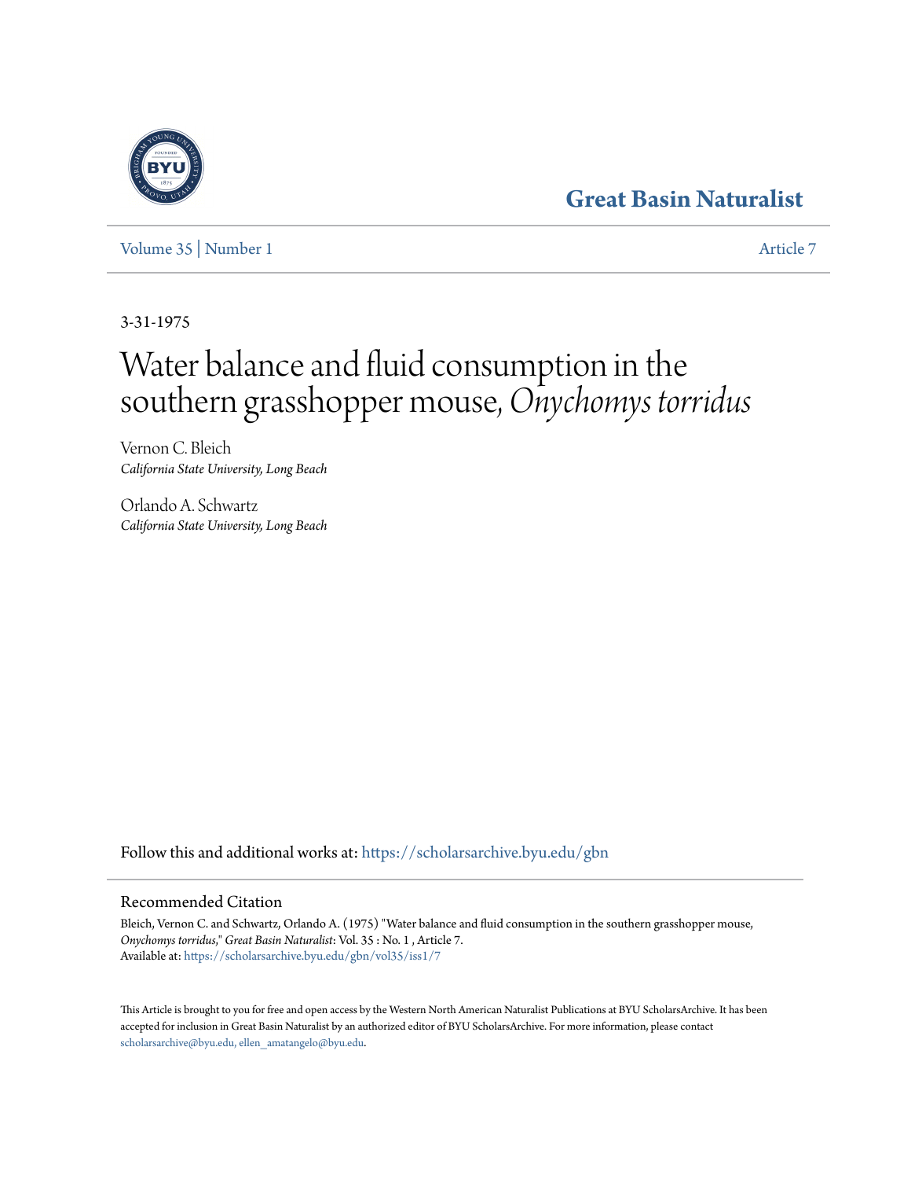Great Basin Naturalist

Volume 35 | Number 1 Article 7

3-31-1975

# Water balance and fluid consumption in the southern grasshopper mouse, *Onychomys torridus*

Vernon C. Bleich
*California State University, Long Beach*

Orlando A. Schwartz
*California State University, Long Beach*

Follow this and additional works at: https://scholarsarchive.byu.edu/gbn

## Recommended Citation

Bleich, Vernon C. and Schwartz, Orlando A. (1975) "Water balance and fluid consumption in the southern grasshopper mouse, *Onychomys torridus*," *Great Basin Naturalist*: Vol. 35 : No. 1 , Article 7.
Available at: https://scholarsarchive.byu.edu/gbn/vol35/iss1/7

This Article is brought to you for free and open access by the Western North American Naturalist Publications at BYU ScholarsArchive. It has been accepted for inclusion in Great Basin Naturalist by an authorized editor of BYU ScholarsArchive. For more information, please contact scholarsarchive@byu.edu, ellen_amatangelo@byu.edu.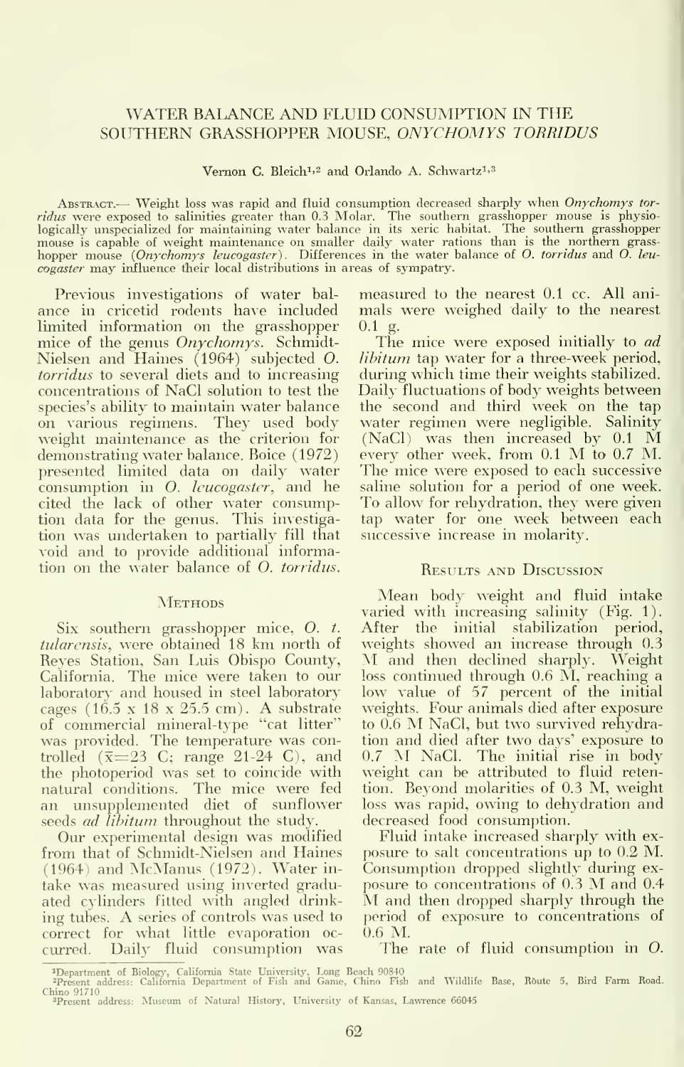# WATER BALANCE AND FLUID CONSUMPTION IN THE SOUTHERN GRASSHOPPER MOUSE, *ONYCHOMYS TORRIDUS*

Vernon C. Bleich[1,2] and Orlando A. Schwartz[1,3]

ABSTRACT.— Weight loss was rapid and fluid consumption decreased sharply when *Onychomys torridus* were exposed to salinities greater than 0.3 Molar. The southern grasshopper mouse is physiologically unspecialized for maintaining water balance in its xeric habitat. The southern grasshopper mouse is capable of weight maintenance on smaller daily water rations than is the northern grasshopper mouse (*Onychomys leucogaster*). Differences in the water balance of *O. torridus* and *O. leucogaster* may influence their local distributions in areas of sympatry.

Previous investigations of water balance in cricetid rodents have included limited information on the grasshopper mice of the genus *Onychomys*. Schmidt-Nielsen and Haines (1964) subjected *O. torridus* to several diets and to increasing concentrations of NaCl solution to test the species's ability to maintain water balance on various regimens. They used body weight maintenance as the criterion for demonstrating water balance. Boice (1972) presented limited data on daily water consumption in *O. leucogaster*, and he cited the lack of other water consumption data for the genus. This investigation was undertaken to partially fill that void and to provide additional information on the water balance of *O. torridus*.

## Methods

Six southern grasshopper mice, *O. t. tularensis*, were obtained 18 km north of Reyes Station, San Luis Obispo County, California. The mice were taken to our laboratory and housed in steel laboratory cages (16.5 x 18 x 25.5 cm). A substrate of commercial mineral-type "cat litter" was provided. The temperature was controlled ($\bar{x}$=23 C; range 21-24 C), and the photoperiod was set to coincide with natural conditions. The mice were fed an unsupplemented diet of sunflower seeds *ad libitum* throughout the study.

Our experimental design was modified from that of Schmidt-Nielsen and Haines (1964) and McManus (1972). Water intake was measured using inverted graduated cylinders fitted with angled drinking tubes. A series of controls was used to correct for what little evaporation occurred. Daily fluid consumption was measured to the nearest 0.1 cc. All animals were weighed daily to the nearest 0.1 g.

The mice were exposed initially to *ad libitum* tap water for a three-week period, during which time their weights stabilized. Daily fluctuations of body weights between the second and third week on the tap water regimen were negligible. Salinity (NaCl) was then increased by 0.1 M every other week, from 0.1 M to 0.7 M. The mice were exposed to each successive saline solution for a period of one week. To allow for rehydration, they were given tap water for one week between each successive increase in molarity.

## Results and Discussion

Mean body weight and fluid intake varied with increasing salinity (Fig. 1). After the initial stabilization period, weights showed an increase through 0.3 M and then declined sharply. Weight loss continued through 0.6 M, reaching a low value of 57 percent of the initial weights. Four animals died after exposure to 0.6 M NaCl, but two survived rehydration and died after two days' exposure to 0.7 M NaCl. The initial rise in body weight can be attributed to fluid retention. Beyond molarities of 0.3 M, weight loss was rapid, owing to dehydration and decreased food consumption.

Fluid intake increased sharply with exposure to salt concentrations up to 0.2 M. Consumption dropped slightly during exposure to concentrations of 0.3 M and 0.4 M and then dropped sharply through the period of exposure to concentrations of 0.6 M.

The rate of fluid consumption in *O.*

[1]Department of Biology, California State University, Long Beach 90840

[2]Present address: California Department of Fish and Game, Chino Fish and Wildlife Base, Route 5, Bird Farm Road. Chino 91710

[3]Present address: Museum of Natural History, University of Kansas, Lawrence 66045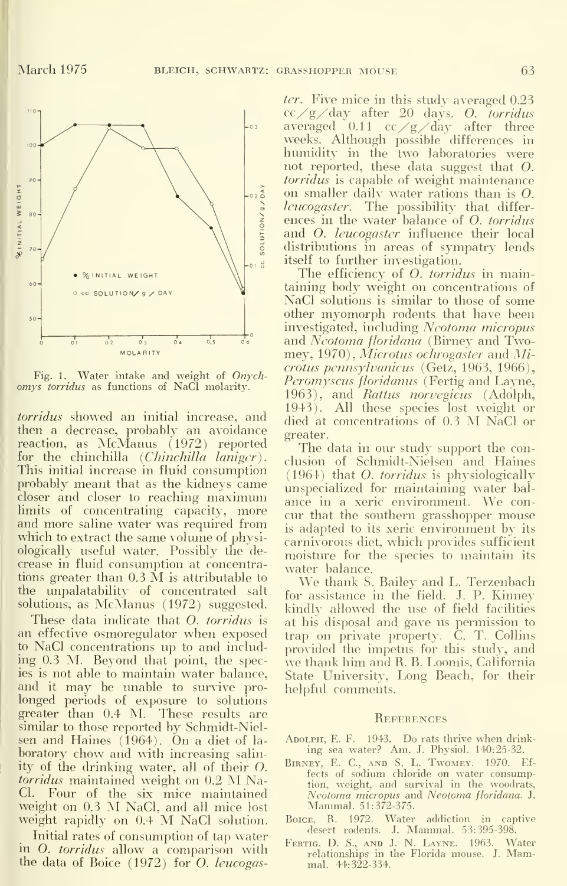Fig. 1. Water intake and weight of *Onychomys torridus* as functions of NaCl molarity.

*torridus* showed an initial increase, and then a decrease, probably an avoidance reaction, as McManus (1972) reported for the chinchilla (*Chinchilla laniger*). This initial increase in fluid consumption probably meant that as the kidneys came closer and closer to reaching maximum limits of concentrating capacity, more and more saline water was required from which to extract the same volume of physiologically useful water. Possibly the decrease in fluid consumption at concentrations greater than 0.3 M is attributable to the unpalatability of concentrated salt solutions, as McManus (1972) suggested.

These data indicate that *O. torridus* is an effective osmoregulator when exposed to NaCl concentrations up to and including 0.3 M. Beyond that point, the species is not able to maintain water balance, and it may be unable to survive prolonged periods of exposure to solutions greater than 0.4 M. These results are similar to those reported by Schmidt-Nielsen and Haines (1964). On a diet of laboratory chow and with increasing salinity of the drinking water, all of their *O. torridus* maintained weight on 0.2 M NaCl. Four of the six mice maintained weight on 0.3 M NaCl, and all mice lost weight rapidly on 0.4 M NaCl solution.

Initial rates of consumption of tap water in *O. torridus* allow a comparison with the data of Boice (1972) for *O. leucogaster*. Five mice in this study averaged 0.23 cc/g/day after 20 days. *O. torridus* averaged 0.11 cc/g/day after three weeks. Although possible differences in humidity in the two laboratories were not reported, these data suggest that *O. torridus* is capable of weight maintenance on smaller daily water rations than is *O. leucogaster*. The possibility that differences in the water balance of *O. torridus* and *O. leucogaster* influence their local distributions in areas of sympatry lends itself to further investigation.

The efficiency of *O. torridus* in maintaining body weight on concentrations of NaCl solutions is similar to those of some other myomorph rodents that have been investigated, including *Neotoma micropus* and *Neotoma floridana* (Birney and Twomey, 1970), *Microtus ochrogaster* and *Microtus pennsylvanicus* (Getz, 1963, 1966), *Peromyscus floridanus* (Fertig and Layne, 1963), and *Rattus norvegicus* (Adolph, 1943). All these species lost weight or died at concentrations of 0.3 M NaCl or greater.

The data in our study support the conclusion of Schmidt-Nielsen and Haines (1964) that *O. torridus* is physiologically unspecialized for maintaining water balance in a xeric environment. We concur that the southern grasshopper mouse is adapted to its xeric environment by its carnivorous diet, which provides sufficient moisture for the species to maintain its water balance.

We thank S. Bailey and L. Terzenbach for assistance in the field. J. P. Kinney kindly allowed the use of field facilities at his disposal and gave us permission to trap on private property. C. T. Collins provided the impetus for this study, and we thank him and R. B. Loomis, California State University, Long Beach, for their helpful comments.

## References

Adolph, E. F. 1943. Do rats thrive when drinking sea water? Am. J. Physiol. 140:25-32.

Birney, E. C., and S. L. Twomey. 1970. Effects of sodium chloride on water consumption, weight, and survival in the woodrats, *Neotoma micropus* and *Neotoma floridana*. J. Mammal. 51:372-375.

Boice, R. 1972. Water addiction in captive desert rodents. J. Mammal. 53:395-398.

Fertig, D. S., and J. N. Layne. 1963. Water relationships in the Florida mouse. J. Mammal. 44:322-334.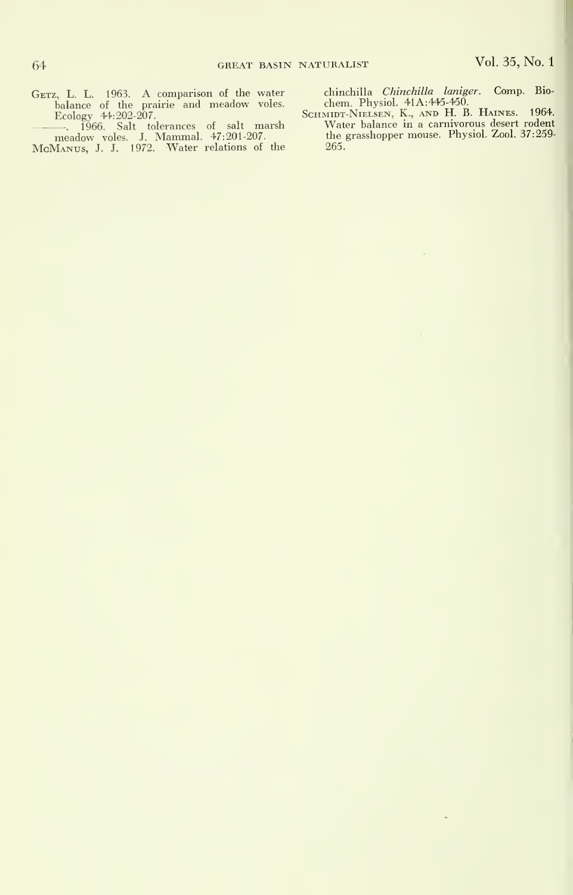Getz, L. L. 1963. A comparison of the water balance of the prairie and meadow voles. Ecology 44:202-207.

———. 1966. Salt tolerances of salt marsh meadow voles. J. Mammal. 47:201-207.

McManus, J. J. 1972. Water relations of the chinchilla *Chinchilla laniger*. Comp. Biochem. Physiol. 41A:445-450.

Schmidt-Nielsen, K., and H. B. Haines. 1964. Water balance in a carnivorous desert rodent the grasshopper mouse. Physiol. Zool. 37:259-265.